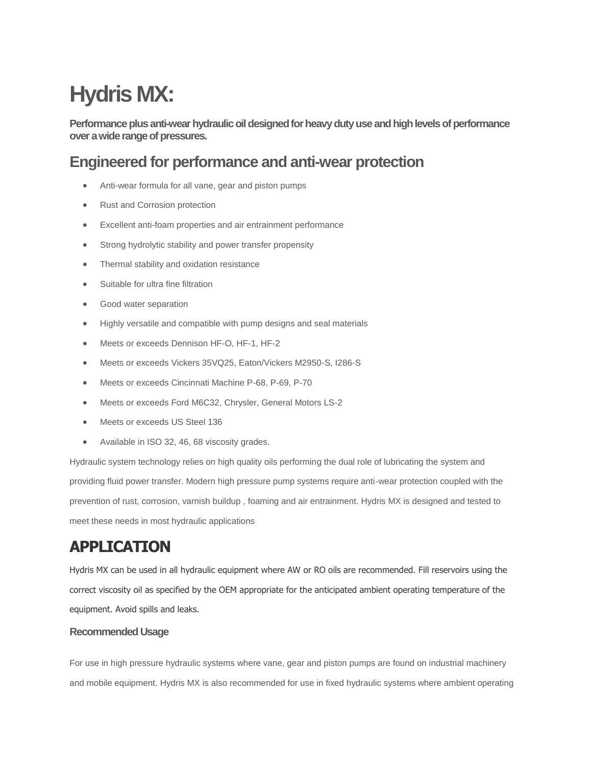# Hydris MX:

**Performance plus anti-wear hydraulic oil designed for heavy duty use and high levels of performance over a wide range of pressures.**

## Engineered for performance and anti-wear protection

- Anti-wear formula for all vane, gear and piston pumps
- Rust and Corrosion protection
- Excellent anti-foam properties and air entrainment performance
- Strong hydrolytic stability and power transfer propensity
- Thermal stability and oxidation resistance
- Suitable for ultra fine filtration
- Good water separation
- Highly versatile and compatible with pump designs and seal materials
- Meets or exceeds Dennison HF-O, HF-1, HF-2
- Meets or exceeds Vickers 35VQ25, Eaton/Vickers M2950-S, I286-S
- Meets or exceeds Cincinnati Machine P-68, P-69, P-70
- Meets or exceeds Ford M6C32, Chrysler, General Motors LS-2
- Meets or exceeds US Steel 136
- Available in ISO 32, 46, 68 viscosity grades.

Hydraulic system technology relies on high quality oils performing the dual role of lubricating the system and providing fluid power transfer. Modern high pressure pump systems require anti-wear protection coupled with the prevention of rust, corrosion, varnish buildup , foaming and air entrainment. Hydris MX is designed and tested to meet these needs in most hydraulic applications

## APPLICATION

Hydris MX can be used in all hydraulic equipment where AW or RO oils are recommended. Fill reservoirs using the correct viscosity oil as specified by the OEM appropriate for the anticipated ambient operating temperature of the equipment. Avoid spills and leaks.

### Recommended Usage

For use in high pressure hydraulic systems where vane, gear and piston pumps are found on industrial machinery and mobile equipment. Hydris MX is also recommended for use in fixed hydraulic systems where ambient operating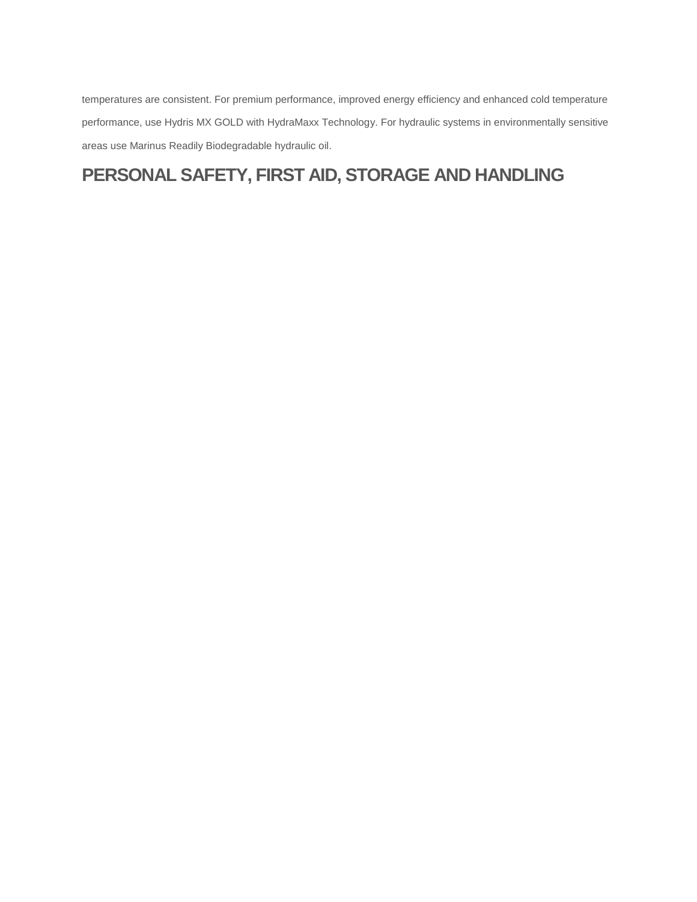temperatures are consistent. For premium performance, improved energy efficiency and enhanced cold temperature performance, use Hydris MX GOLD with HydraMaxx Technology. For hydraulic systems in environmentally sensitive areas use Marinus Readily Biodegradable hydraulic oil.

## PERSONAL SAFETY, FIRST AID, STORAGE AND HANDLING